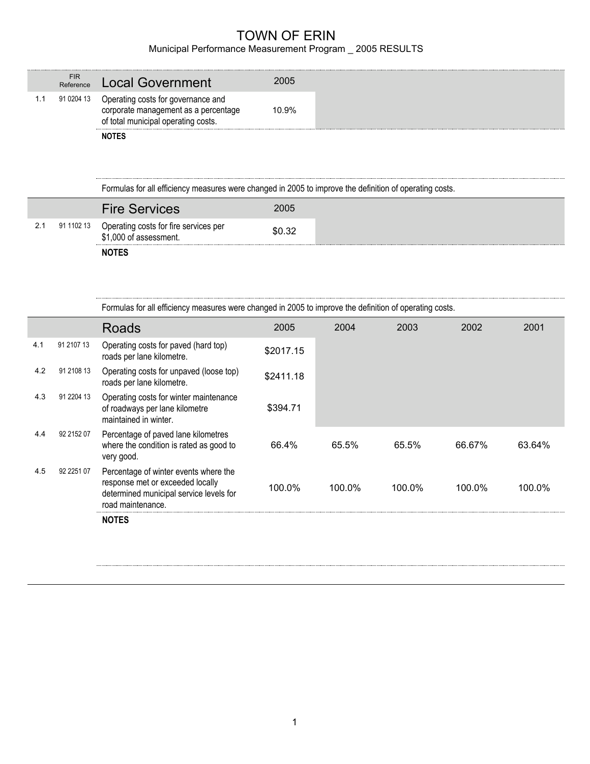# TOWN OF ERIN

Municipal Performance Measurement Program _ 2005 RESULTS

| | FIR Reference | Local Government | 2005 |
|---|---|---|---|
| 1.1 | 91 0204 13 | Operating costs for governance and corporate management as a percentage of total municipal operating costs. | 10.9% |

**NOTES**

Formulas for all efficiency measures were changed in 2005 to improve the definition of operating costs.

| | | Fire Services | 2005 |
|---|---|---|---|
| 2.1 | 91 1102 13 | Operating costs for fire services per $1,000 of assessment. | $0.32 |

**NOTES**

Formulas for all efficiency measures were changed in 2005 to improve the definition of operating costs.

| | | Roads | 2005 | 2004 | 2003 | 2002 | 2001 |
|---|---|---|---|---|---|---|---|
| 4.1 | 91 2107 13 | Operating costs for paved (hard top) roads per lane kilometre. | $2017.15 | | | | |
| 4.2 | 91 2108 13 | Operating costs for unpaved (loose top) roads per lane kilometre. | $2411.18 | | | | |
| 4.3 | 91 2204 13 | Operating costs for winter maintenance of roadways per lane kilometre maintained in winter. | $394.71 | | | | |
| 4.4 | 92 2152 07 | Percentage of paved lane kilometres where the condition is rated as good to very good. | 66.4% | 65.5% | 65.5% | 66.67% | 63.64% |
| 4.5 | 92 2251 07 | Percentage of winter events where the response met or exceeded locally determined municipal service levels for road maintenance. | 100.0% | 100.0% | 100.0% | 100.0% | 100.0% |

**NOTES**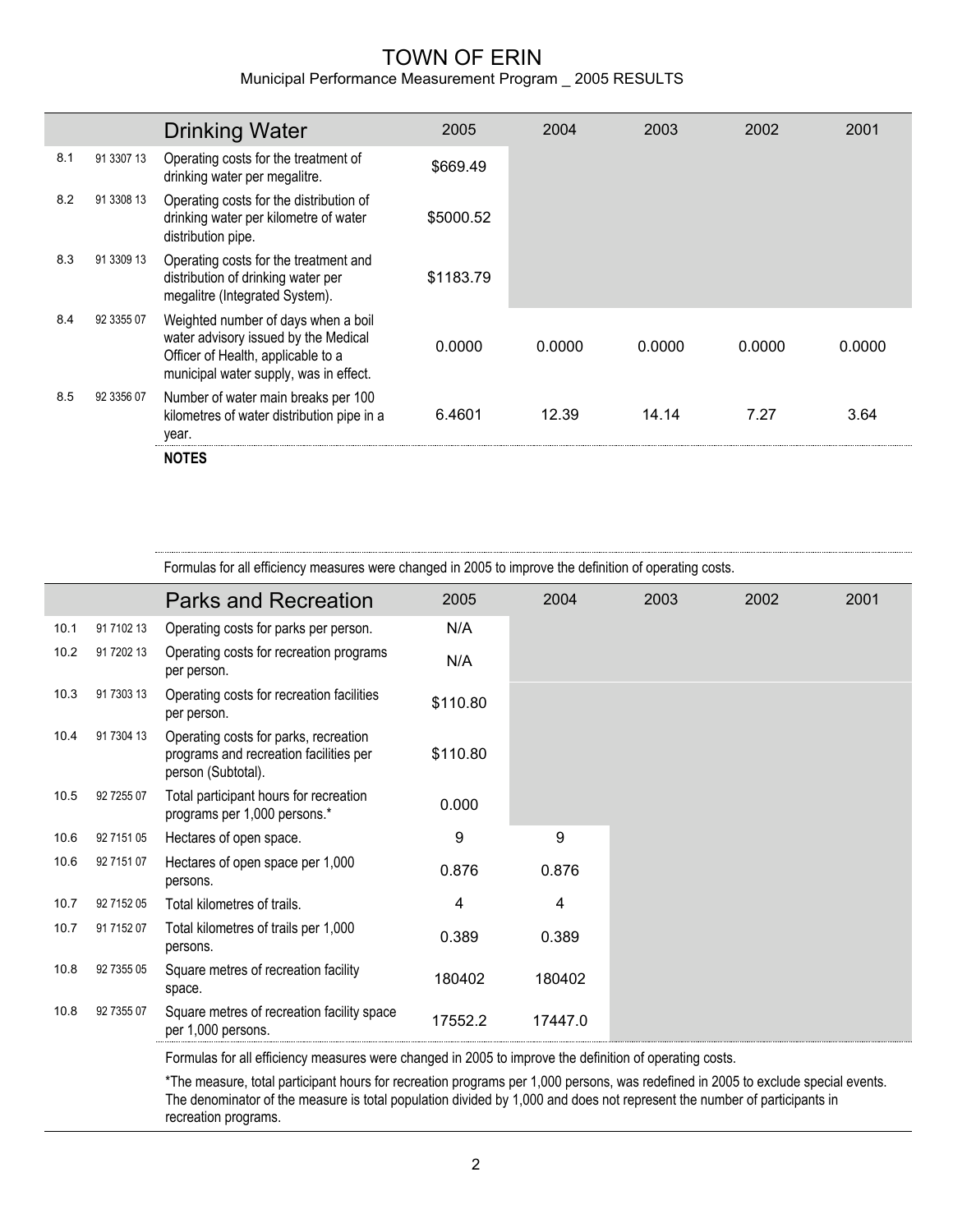# TOWN OF ERIN

Municipal Performance Measurement Program _ 2005 RESULTS

| | | Drinking Water | 2005 | 2004 | 2003 | 2002 | 2001 |
|---|---|---|---|---|---|---|---|
| 8.1 | 91 3307 13 | Operating costs for the treatment of drinking water per megalitre. | $669.49 | | | | |
| 8.2 | 91 3308 13 | Operating costs for the distribution of drinking water per kilometre of water distribution pipe. | $5000.52 | | | | |
| 8.3 | 91 3309 13 | Operating costs for the treatment and distribution of drinking water per megalitre (Integrated System). | $1183.79 | | | | |
| 8.4 | 92 3355 07 | Weighted number of days when a boil water advisory issued by the Medical Officer of Health, applicable to a municipal water supply, was in effect. | 0.0000 | 0.0000 | 0.0000 | 0.0000 | 0.0000 |
| 8.5 | 92 3356 07 | Number of water main breaks per 100 kilometres of water distribution pipe in a year. | 6.4601 | 12.39 | 14.14 | 7.27 | 3.64 |

**NOTES**

Formulas for all efficiency measures were changed in 2005 to improve the definition of operating costs.

| | | Parks and Recreation | 2005 | 2004 | 2003 | 2002 | 2001 |
|---|---|---|---|---|---|---|---|
| 10.1 | 91 7102 13 | Operating costs for parks per person. | N/A | | | | |
| 10.2 | 91 7202 13 | Operating costs for recreation programs per person. | N/A | | | | |
| 10.3 | 91 7303 13 | Operating costs for recreation facilities per person. | $110.80 | | | | |
| 10.4 | 91 7304 13 | Operating costs for parks, recreation programs and recreation facilities per person (Subtotal). | $110.80 | | | | |
| 10.5 | 92 7255 07 | Total participant hours for recreation programs per 1,000 persons.* | 0.000 | | | | |
| 10.6 | 92 7151 05 | Hectares of open space. | 9 | 9 | | | |
| 10.6 | 92 7151 07 | Hectares of open space per 1,000 persons. | 0.876 | 0.876 | | | |
| 10.7 | 92 7152 05 | Total kilometres of trails. | 4 | 4 | | | |
| 10.7 | 91 7152 07 | Total kilometres of trails per 1,000 persons. | 0.389 | 0.389 | | | |
| 10.8 | 92 7355 05 | Square metres of recreation facility space. | 180402 | 180402 | | | |
| 10.8 | 92 7355 07 | Square metres of recreation facility space per 1,000 persons. | 17552.2 | 17447.0 | | | |

Formulas for all efficiency measures were changed in 2005 to improve the definition of operating costs.

*The measure, total participant hours for recreation programs per 1,000 persons, was redefined in 2005 to exclude special events. The denominator of the measure is total population divided by 1,000 and does not represent the number of participants in recreation programs.